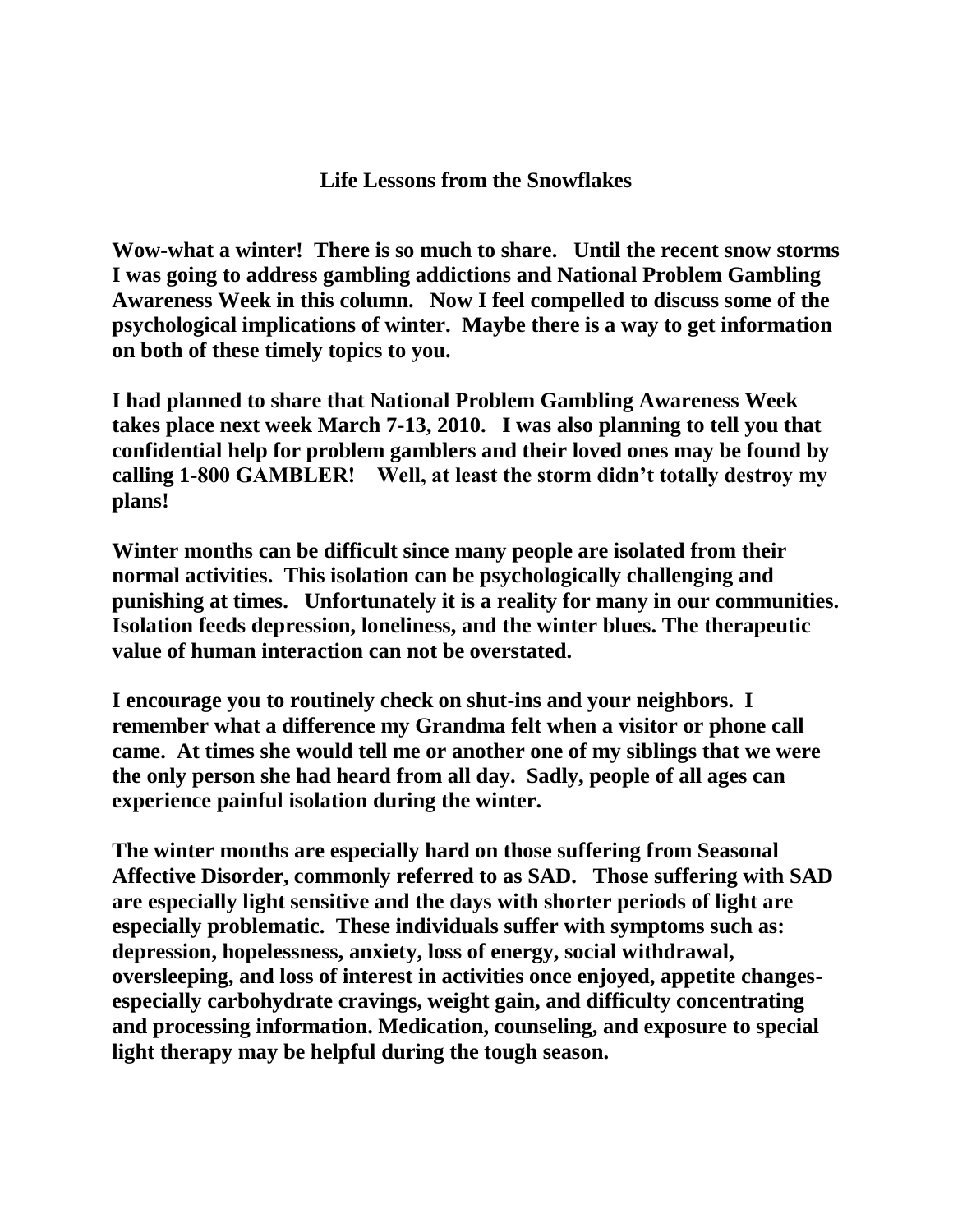# Life Lessons from the Snowflakes

**Wow-what a winter! There is so much to share. Until the recent snow storms I was going to address gambling addictions and National Problem Gambling Awareness Week in this column. Now I feel compelled to discuss some of the psychological implications of winter. Maybe there is a way to get information on both of these timely topics to you.**

**I had planned to share that National Problem Gambling Awareness Week takes place next week March 7-13, 2010. I was also planning to tell you that confidential help for problem gamblers and their loved ones may be found by calling 1-800 GAMBLER! Well, at least the storm didn't totally destroy my plans!**

**Winter months can be difficult since many people are isolated from their normal activities. This isolation can be psychologically challenging and punishing at times. Unfortunately it is a reality for many in our communities. Isolation feeds depression, loneliness, and the winter blues. The therapeutic value of human interaction can not be overstated.**

**I encourage you to routinely check on shut-ins and your neighbors. I remember what a difference my Grandma felt when a visitor or phone call came. At times she would tell me or another one of my siblings that we were the only person she had heard from all day. Sadly, people of all ages can experience painful isolation during the winter.**

**The winter months are especially hard on those suffering from Seasonal Affective Disorder, commonly referred to as SAD. Those suffering with SAD are especially light sensitive and the days with shorter periods of light are especially problematic. These individuals suffer with symptoms such as: depression, hopelessness, anxiety, loss of energy, social withdrawal, oversleeping, and loss of interest in activities once enjoyed, appetite changes-especially carbohydrate cravings, weight gain, and difficulty concentrating and processing information. Medication, counseling, and exposure to special light therapy may be helpful during the tough season.**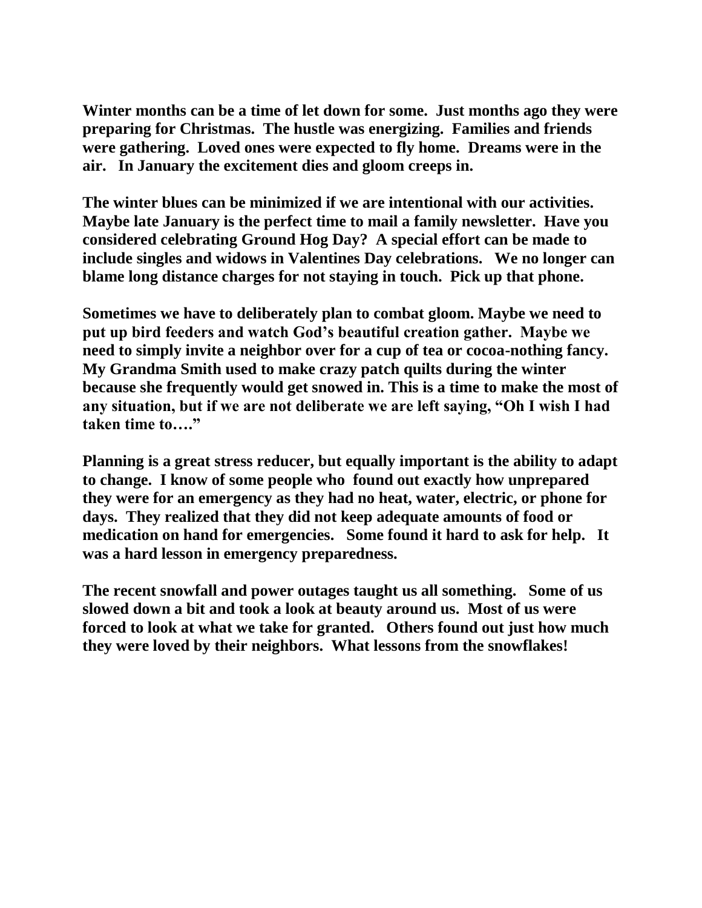**Winter months can be a time of let down for some. Just months ago they were preparing for Christmas. The hustle was energizing. Families and friends were gathering. Loved ones were expected to fly home. Dreams were in the air. In January the excitement dies and gloom creeps in.**

**The winter blues can be minimized if we are intentional with our activities. Maybe late January is the perfect time to mail a family newsletter. Have you considered celebrating Ground Hog Day? A special effort can be made to include singles and widows in Valentines Day celebrations. We no longer can blame long distance charges for not staying in touch. Pick up that phone.**

**Sometimes we have to deliberately plan to combat gloom. Maybe we need to put up bird feeders and watch God's beautiful creation gather. Maybe we need to simply invite a neighbor over for a cup of tea or cocoa-nothing fancy. My Grandma Smith used to make crazy patch quilts during the winter because she frequently would get snowed in. This is a time to make the most of any situation, but if we are not deliberate we are left saying, "Oh I wish I had taken time to…."**

**Planning is a great stress reducer, but equally important is the ability to adapt to change. I know of some people who found out exactly how unprepared they were for an emergency as they had no heat, water, electric, or phone for days. They realized that they did not keep adequate amounts of food or medication on hand for emergencies. Some found it hard to ask for help. It was a hard lesson in emergency preparedness.**

**The recent snowfall and power outages taught us all something. Some of us slowed down a bit and took a look at beauty around us. Most of us were forced to look at what we take for granted. Others found out just how much they were loved by their neighbors. What lessons from the snowflakes!**